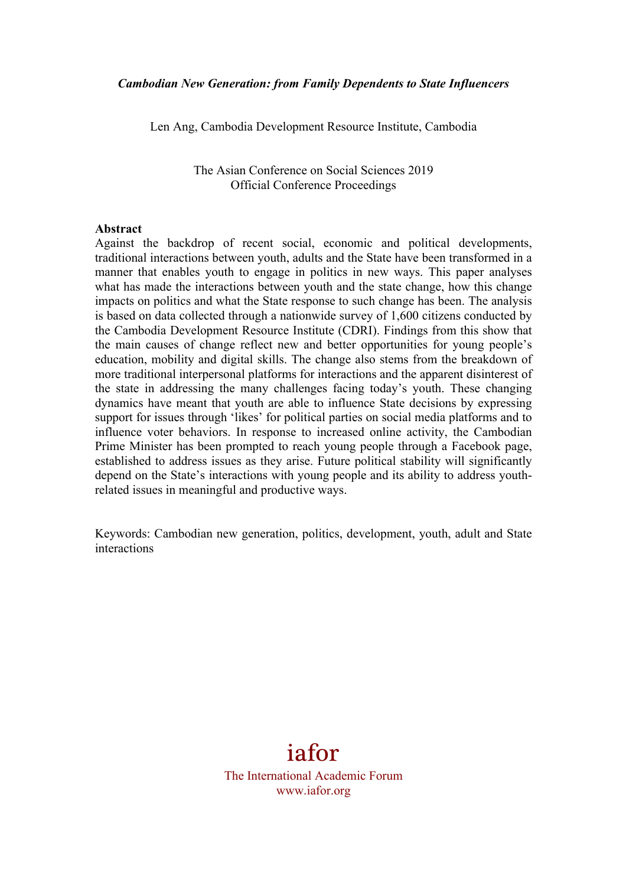***Cambodian New Generation: from Family Dependents to State Influencers***

Len Ang, Cambodia Development Resource Institute, Cambodia

The Asian Conference on Social Sciences 2019
Official Conference Proceedings

**Abstract**

Against the backdrop of recent social, economic and political developments, traditional interactions between youth, adults and the State have been transformed in a manner that enables youth to engage in politics in new ways. This paper analyses what has made the interactions between youth and the state change, how this change impacts on politics and what the State response to such change has been. The analysis is based on data collected through a nationwide survey of 1,600 citizens conducted by the Cambodia Development Resource Institute (CDRI). Findings from this show that the main causes of change reflect new and better opportunities for young people's education, mobility and digital skills. The change also stems from the breakdown of more traditional interpersonal platforms for interactions and the apparent disinterest of the state in addressing the many challenges facing today's youth. These changing dynamics have meant that youth are able to influence State decisions by expressing support for issues through 'likes' for political parties on social media platforms and to influence voter behaviors. In response to increased online activity, the Cambodian Prime Minister has been prompted to reach young people through a Facebook page, established to address issues as they arise. Future political stability will significantly depend on the State's interactions with young people and its ability to address youth-related issues in meaningful and productive ways.

Keywords: Cambodian new generation, politics, development, youth, adult and State interactions

iafor
The International Academic Forum
www.iafor.org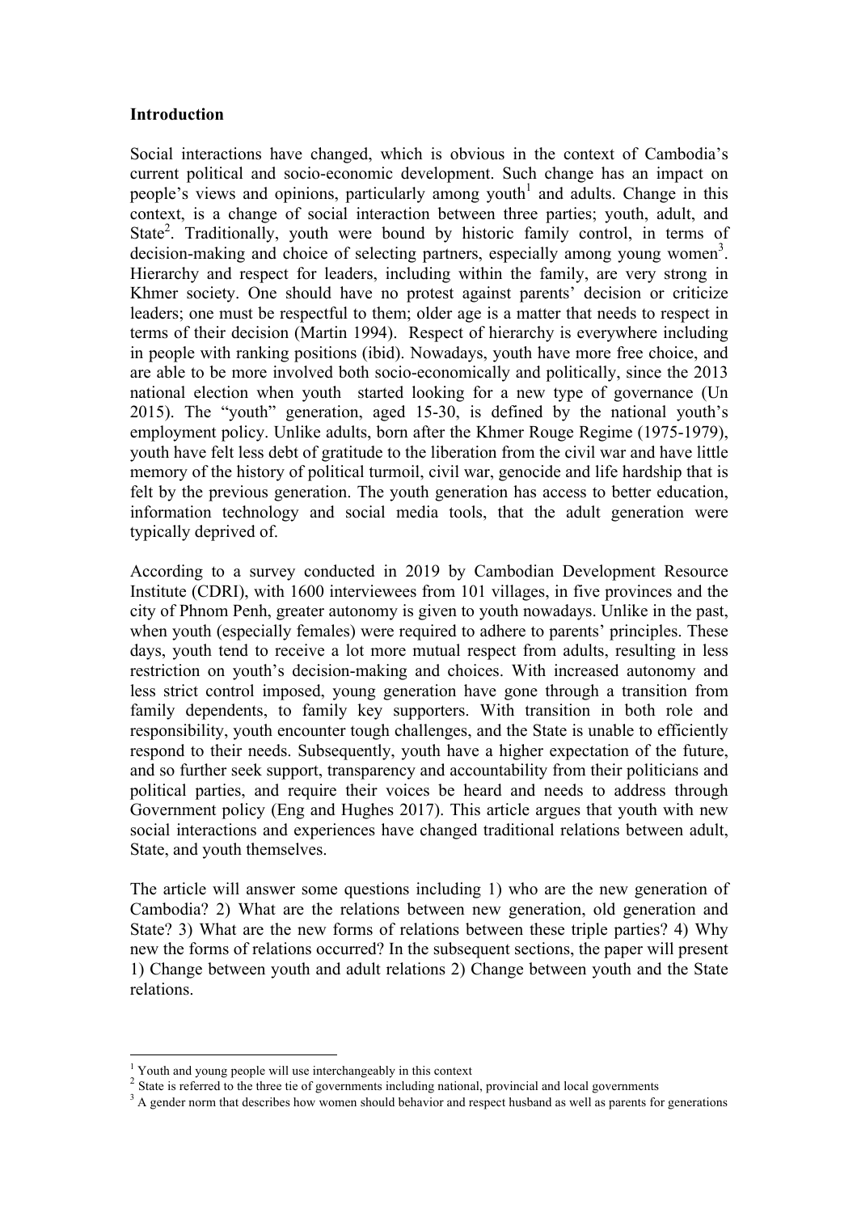## Introduction

Social interactions have changed, which is obvious in the context of Cambodia's current political and socio-economic development. Such change has an impact on people's views and opinions, particularly among youth[1] and adults. Change in this context, is a change of social interaction between three parties; youth, adult, and State[2]. Traditionally, youth were bound by historic family control, in terms of decision-making and choice of selecting partners, especially among young women[3]. Hierarchy and respect for leaders, including within the family, are very strong in Khmer society. One should have no protest against parents' decision or criticize leaders; one must be respectful to them; older age is a matter that needs to respect in terms of their decision (Martin 1994). Respect of hierarchy is everywhere including in people with ranking positions (ibid). Nowadays, youth have more free choice, and are able to be more involved both socio-economically and politically, since the 2013 national election when youth started looking for a new type of governance (Un 2015). The "youth" generation, aged 15-30, is defined by the national youth's employment policy. Unlike adults, born after the Khmer Rouge Regime (1975-1979), youth have felt less debt of gratitude to the liberation from the civil war and have little memory of the history of political turmoil, civil war, genocide and life hardship that is felt by the previous generation. The youth generation has access to better education, information technology and social media tools, that the adult generation were typically deprived of.

According to a survey conducted in 2019 by Cambodian Development Resource Institute (CDRI), with 1600 interviewees from 101 villages, in five provinces and the city of Phnom Penh, greater autonomy is given to youth nowadays. Unlike in the past, when youth (especially females) were required to adhere to parents' principles. These days, youth tend to receive a lot more mutual respect from adults, resulting in less restriction on youth's decision-making and choices. With increased autonomy and less strict control imposed, young generation have gone through a transition from family dependents, to family key supporters. With transition in both role and responsibility, youth encounter tough challenges, and the State is unable to efficiently respond to their needs. Subsequently, youth have a higher expectation of the future, and so further seek support, transparency and accountability from their politicians and political parties, and require their voices be heard and needs to address through Government policy (Eng and Hughes 2017). This article argues that youth with new social interactions and experiences have changed traditional relations between adult, State, and youth themselves.

The article will answer some questions including 1) who are the new generation of Cambodia? 2) What are the relations between new generation, old generation and State? 3) What are the new forms of relations between these triple parties? 4) Why new the forms of relations occurred? In the subsequent sections, the paper will present 1) Change between youth and adult relations 2) Change between youth and the State relations.

---

[1] Youth and young people will use interchangeably in this context

[2] State is referred to the three tie of governments including national, provincial and local governments

[3] A gender norm that describes how women should behavior and respect husband as well as parents for generations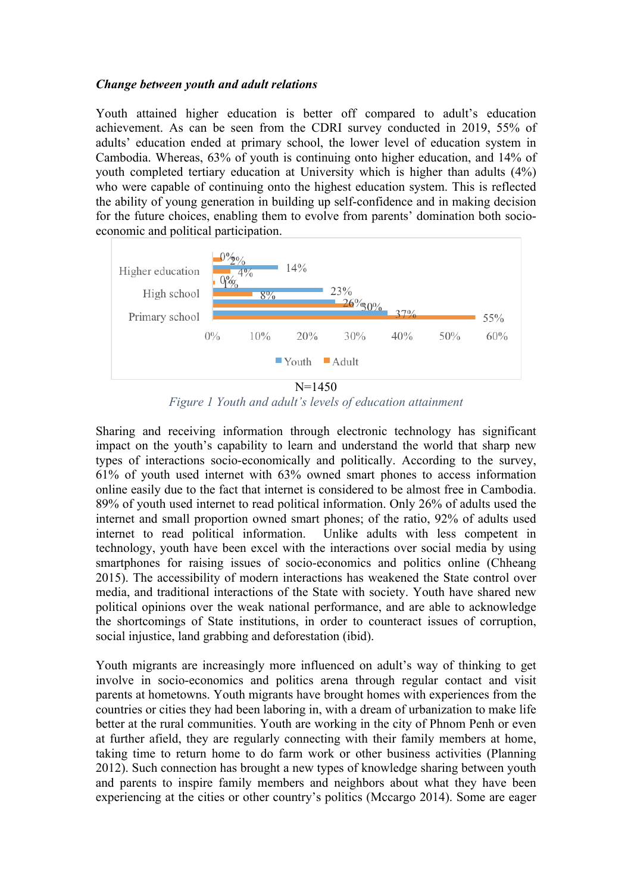### *Change between youth and adult relations*

Youth attained higher education is better off compared to adult's education achievement. As can be seen from the CDRI survey conducted in 2019, 55% of adults' education ended at primary school, the lower level of education system in Cambodia. Whereas, 63% of youth is continuing onto higher education, and 14% of youth completed tertiary education at University which is higher than adults (4%) who were capable of continuing onto the highest education system. This is reflected the ability of young generation in building up self-confidence and in making decision for the future choices, enabling them to evolve from parents' domination both socio-economic and political participation.

N=1450

*Figure 1 Youth and adult's levels of education attainment*

Sharing and receiving information through electronic technology has significant impact on the youth's capability to learn and understand the world that sharp new types of interactions socio-economically and politically. According to the survey, 61% of youth used internet with 63% owned smart phones to access information online easily due to the fact that internet is considered to be almost free in Cambodia. 89% of youth used internet to read political information. Only 26% of adults used the internet and small proportion owned smart phones; of the ratio, 92% of adults used internet to read political information. Unlike adults with less competent in technology, youth have been excel with the interactions over social media by using smartphones for raising issues of socio-economics and politics online (Chheang 2015). The accessibility of modern interactions has weakened the State control over media, and traditional interactions of the State with society. Youth have shared new political opinions over the weak national performance, and are able to acknowledge the shortcomings of State institutions, in order to counteract issues of corruption, social injustice, land grabbing and deforestation (ibid).

Youth migrants are increasingly more influenced on adult's way of thinking to get involve in socio-economics and politics arena through regular contact and visit parents at hometowns. Youth migrants have brought homes with experiences from the countries or cities they had been laboring in, with a dream of urbanization to make life better at the rural communities. Youth are working in the city of Phnom Penh or even at further afield, they are regularly connecting with their family members at home, taking time to return home to do farm work or other business activities (Planning 2012). Such connection has brought a new types of knowledge sharing between youth and parents to inspire family members and neighbors about what they have been experiencing at the cities or other country's politics (Mccargo 2014). Some are eager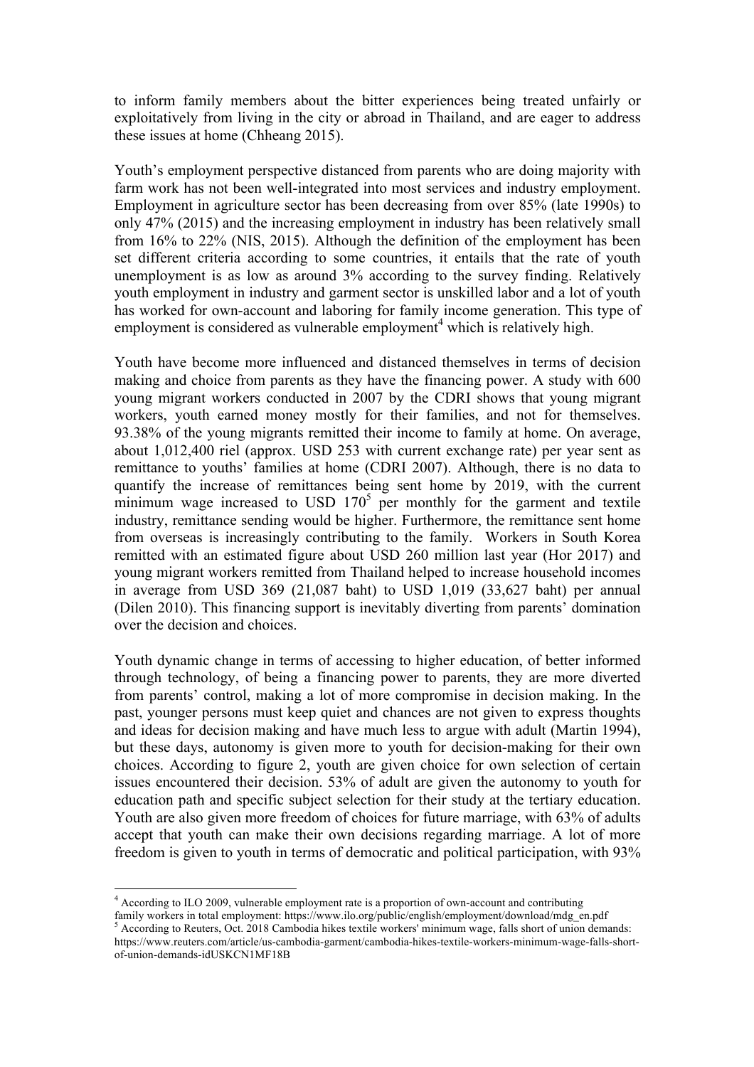to inform family members about the bitter experiences being treated unfairly or exploitatively from living in the city or abroad in Thailand, and are eager to address these issues at home (Chheang 2015).

Youth's employment perspective distanced from parents who are doing majority with farm work has not been well-integrated into most services and industry employment. Employment in agriculture sector has been decreasing from over 85% (late 1990s) to only 47% (2015) and the increasing employment in industry has been relatively small from 16% to 22% (NIS, 2015). Although the definition of the employment has been set different criteria according to some countries, it entails that the rate of youth unemployment is as low as around 3% according to the survey finding. Relatively youth employment in industry and garment sector is unskilled labor and a lot of youth has worked for own-account and laboring for family income generation. This type of employment is considered as vulnerable employment[4] which is relatively high.

Youth have become more influenced and distanced themselves in terms of decision making and choice from parents as they have the financing power. A study with 600 young migrant workers conducted in 2007 by the CDRI shows that young migrant workers, youth earned money mostly for their families, and not for themselves. 93.38% of the young migrants remitted their income to family at home. On average, about 1,012,400 riel (approx. USD 253 with current exchange rate) per year sent as remittance to youths' families at home (CDRI 2007). Although, there is no data to quantify the increase of remittances being sent home by 2019, with the current minimum wage increased to USD 170[5] per monthly for the garment and textile industry, remittance sending would be higher. Furthermore, the remittance sent home from overseas is increasingly contributing to the family. Workers in South Korea remitted with an estimated figure about USD 260 million last year (Hor 2017) and young migrant workers remitted from Thailand helped to increase household incomes in average from USD 369 (21,087 baht) to USD 1,019 (33,627 baht) per annual (Dilen 2010). This financing support is inevitably diverting from parents' domination over the decision and choices.

Youth dynamic change in terms of accessing to higher education, of better informed through technology, of being a financing power to parents, they are more diverted from parents' control, making a lot of more compromise in decision making. In the past, younger persons must keep quiet and chances are not given to express thoughts and ideas for decision making and have much less to argue with adult (Martin 1994), but these days, autonomy is given more to youth for decision-making for their own choices. According to figure 2, youth are given choice for own selection of certain issues encountered their decision. 53% of adult are given the autonomy to youth for education path and specific subject selection for their study at the tertiary education. Youth are also given more freedom of choices for future marriage, with 63% of adults accept that youth can make their own decisions regarding marriage. A lot of more freedom is given to youth in terms of democratic and political participation, with 93%

---

[4] According to ILO 2009, vulnerable employment rate is a proportion of own-account and contributing family workers in total employment: https://www.ilo.org/public/english/employment/download/mdg_en.pdf

[5] According to Reuters, Oct. 2018 Cambodia hikes textile workers' minimum wage, falls short of union demands: https://www.reuters.com/article/us-cambodia-garment/cambodia-hikes-textile-workers-minimum-wage-falls-short-of-union-demands-idUSKCN1MF18B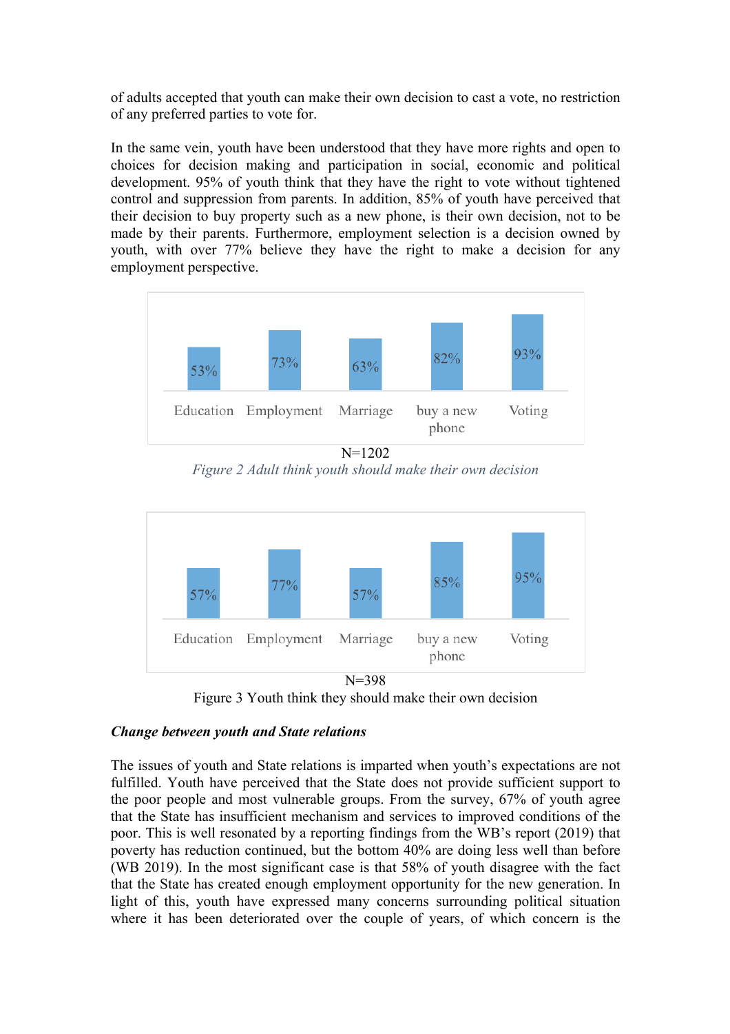of adults accepted that youth can make their own decision to cast a vote, no restriction of any preferred parties to vote for.

In the same vein, youth have been understood that they have more rights and open to choices for decision making and participation in social, economic and political development. 95% of youth think that they have the right to vote without tightened control and suppression from parents. In addition, 85% of youth have perceived that their decision to buy property such as a new phone, is their own decision, not to be made by their parents. Furthermore, employment selection is a decision owned by youth, with over 77% believe they have the right to make a decision for any employment perspective.

| Education | Employment | Marriage | buy a new phone | Voting |
|---|---|---|---|---|
| 53% | 73% | 63% | 82% | 93% |

N=1202

*Figure 2 Adult think youth should make their own decision*

| Education | Employment | Marriage | buy a new phone | Voting |
|---|---|---|---|---|
| 57% | 77% | 57% | 85% | 95% |

N=398

Figure 3 Youth think they should make their own decision

### *Change between youth and State relations*

The issues of youth and State relations is imparted when youth's expectations are not fulfilled. Youth have perceived that the State does not provide sufficient support to the poor people and most vulnerable groups. From the survey, 67% of youth agree that the State has insufficient mechanism and services to improved conditions of the poor. This is well resonated by a reporting findings from the WB's report (2019) that poverty has reduction continued, but the bottom 40% are doing less well than before (WB 2019). In the most significant case is that 58% of youth disagree with the fact that the State has created enough employment opportunity for the new generation. In light of this, youth have expressed many concerns surrounding political situation where it has been deteriorated over the couple of years, of which concern is the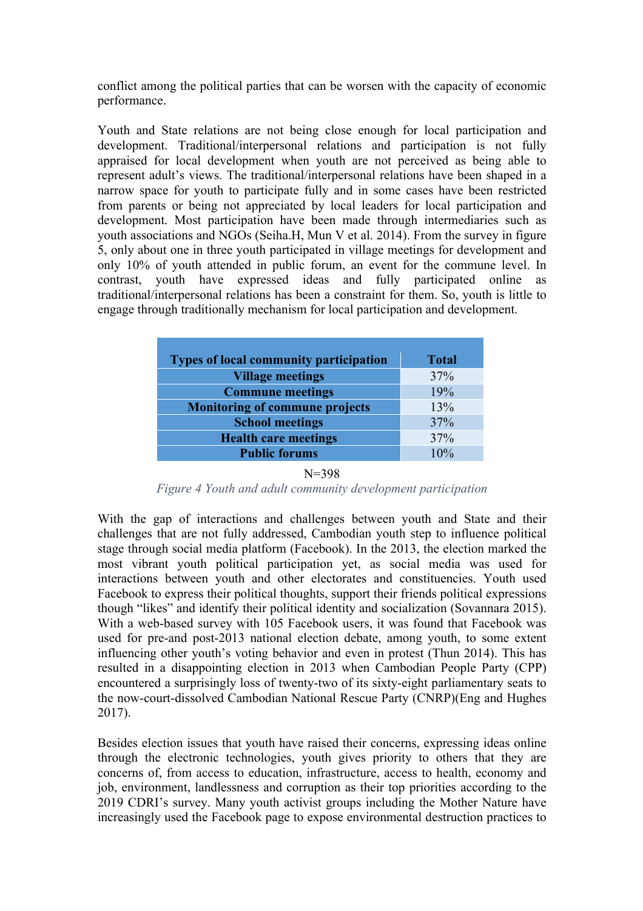conflict among the political parties that can be worsen with the capacity of economic performance.

Youth and State relations are not being close enough for local participation and development. Traditional/interpersonal relations and participation is not fully appraised for local development when youth are not perceived as being able to represent adult's views. The traditional/interpersonal relations have been shaped in a narrow space for youth to participate fully and in some cases have been restricted from parents or being not appreciated by local leaders for local participation and development. Most participation have been made through intermediaries such as youth associations and NGOs (Seiha.H, Mun V et al. 2014). From the survey in figure 5, only about one in three youth participated in village meetings for development and only 10% of youth attended in public forum, an event for the commune level. In contrast, youth have expressed ideas and fully participated online as traditional/interpersonal relations has been a constraint for them. So, youth is little to engage through traditionally mechanism for local participation and development.

| Types of local community participation | Total |
|---|---|
| Village meetings | 37% |
| Commune meetings | 19% |
| Monitoring of commune projects | 13% |
| School meetings | 37% |
| Health care meetings | 37% |
| Public forums | 10% |

N=398

*Figure 4 Youth and adult community development participation*

With the gap of interactions and challenges between youth and State and their challenges that are not fully addressed, Cambodian youth step to influence political stage through social media platform (Facebook). In the 2013, the election marked the most vibrant youth political participation yet, as social media was used for interactions between youth and other electorates and constituencies. Youth used Facebook to express their political thoughts, support their friends political expressions though "likes" and identify their political identity and socialization (Sovannara 2015). With a web-based survey with 105 Facebook users, it was found that Facebook was used for pre-and post-2013 national election debate, among youth, to some extent influencing other youth's voting behavior and even in protest (Thun 2014). This has resulted in a disappointing election in 2013 when Cambodian People Party (CPP) encountered a surprisingly loss of twenty-two of its sixty-eight parliamentary seats to the now-court-dissolved Cambodian National Rescue Party (CNRP)(Eng and Hughes 2017).

Besides election issues that youth have raised their concerns, expressing ideas online through the electronic technologies, youth gives priority to others that they are concerns of, from access to education, infrastructure, access to health, economy and job, environment, landlessness and corruption as their top priorities according to the 2019 CDRI's survey. Many youth activist groups including the Mother Nature have increasingly used the Facebook page to expose environmental destruction practices to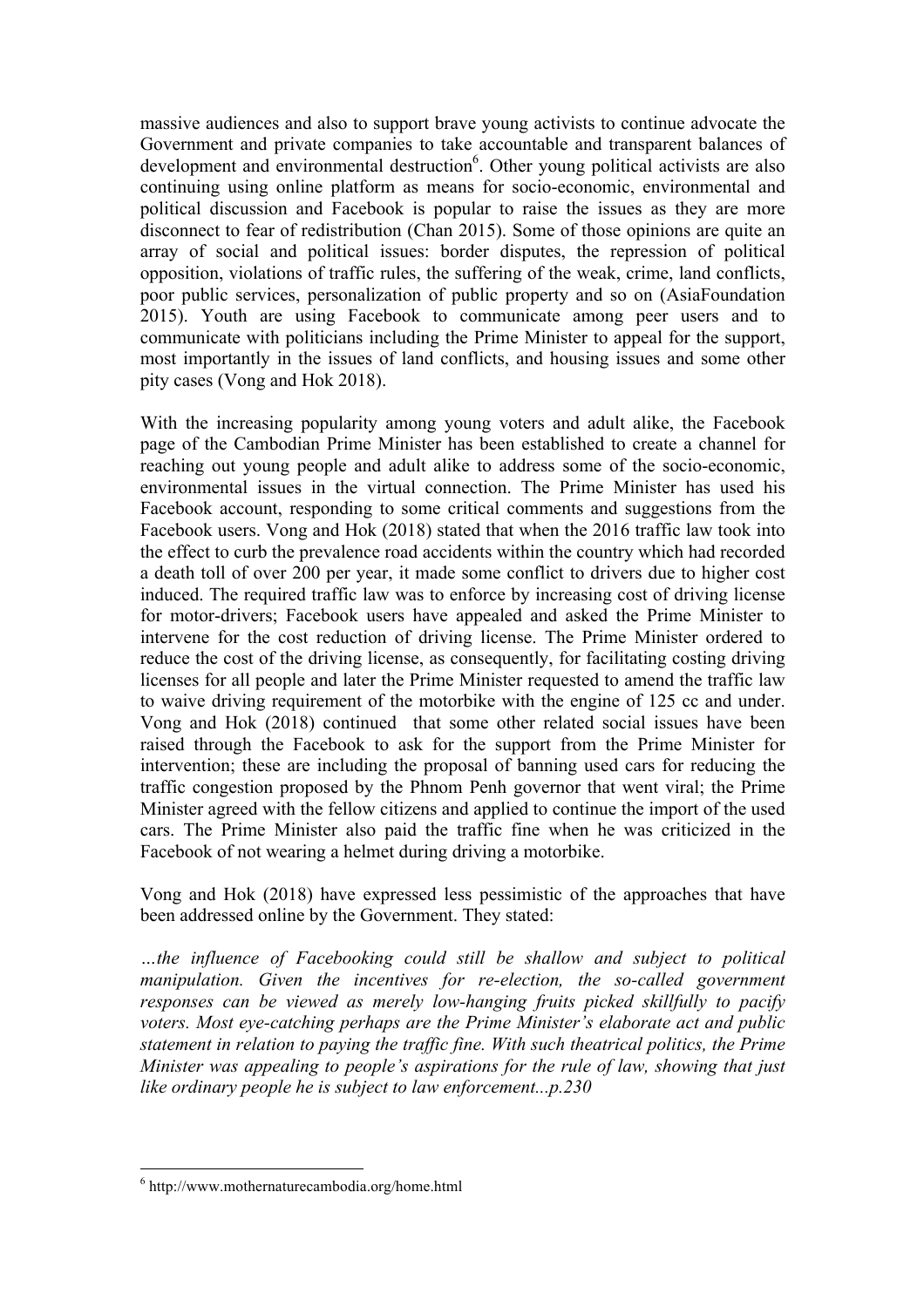massive audiences and also to support brave young activists to continue advocate the Government and private companies to take accountable and transparent balances of development and environmental destruction[6]. Other young political activists are also continuing using online platform as means for socio-economic, environmental and political discussion and Facebook is popular to raise the issues as they are more disconnect to fear of redistribution (Chan 2015). Some of those opinions are quite an array of social and political issues: border disputes, the repression of political opposition, violations of traffic rules, the suffering of the weak, crime, land conflicts, poor public services, personalization of public property and so on (AsiaFoundation 2015). Youth are using Facebook to communicate among peer users and to communicate with politicians including the Prime Minister to appeal for the support, most importantly in the issues of land conflicts, and housing issues and some other pity cases (Vong and Hok 2018).

With the increasing popularity among young voters and adult alike, the Facebook page of the Cambodian Prime Minister has been established to create a channel for reaching out young people and adult alike to address some of the socio-economic, environmental issues in the virtual connection. The Prime Minister has used his Facebook account, responding to some critical comments and suggestions from the Facebook users. Vong and Hok (2018) stated that when the 2016 traffic law took into the effect to curb the prevalence road accidents within the country which had recorded a death toll of over 200 per year, it made some conflict to drivers due to higher cost induced. The required traffic law was to enforce by increasing cost of driving license for motor-drivers; Facebook users have appealed and asked the Prime Minister to intervene for the cost reduction of driving license. The Prime Minister ordered to reduce the cost of the driving license, as consequently, for facilitating costing driving licenses for all people and later the Prime Minister requested to amend the traffic law to waive driving requirement of the motorbike with the engine of 125 cc and under. Vong and Hok (2018) continued that some other related social issues have been raised through the Facebook to ask for the support from the Prime Minister for intervention; these are including the proposal of banning used cars for reducing the traffic congestion proposed by the Phnom Penh governor that went viral; the Prime Minister agreed with the fellow citizens and applied to continue the import of the used cars. The Prime Minister also paid the traffic fine when he was criticized in the Facebook of not wearing a helmet during driving a motorbike.

Vong and Hok (2018) have expressed less pessimistic of the approaches that have been addressed online by the Government. They stated:

*…the influence of Facebooking could still be shallow and subject to political manipulation. Given the incentives for re-election, the so-called government responses can be viewed as merely low-hanging fruits picked skillfully to pacify voters. Most eye-catching perhaps are the Prime Minister's elaborate act and public statement in relation to paying the traffic fine. With such theatrical politics, the Prime Minister was appealing to people's aspirations for the rule of law, showing that just like ordinary people he is subject to law enforcement...p.230*

[6] http://www.mothernaturecambodia.org/home.html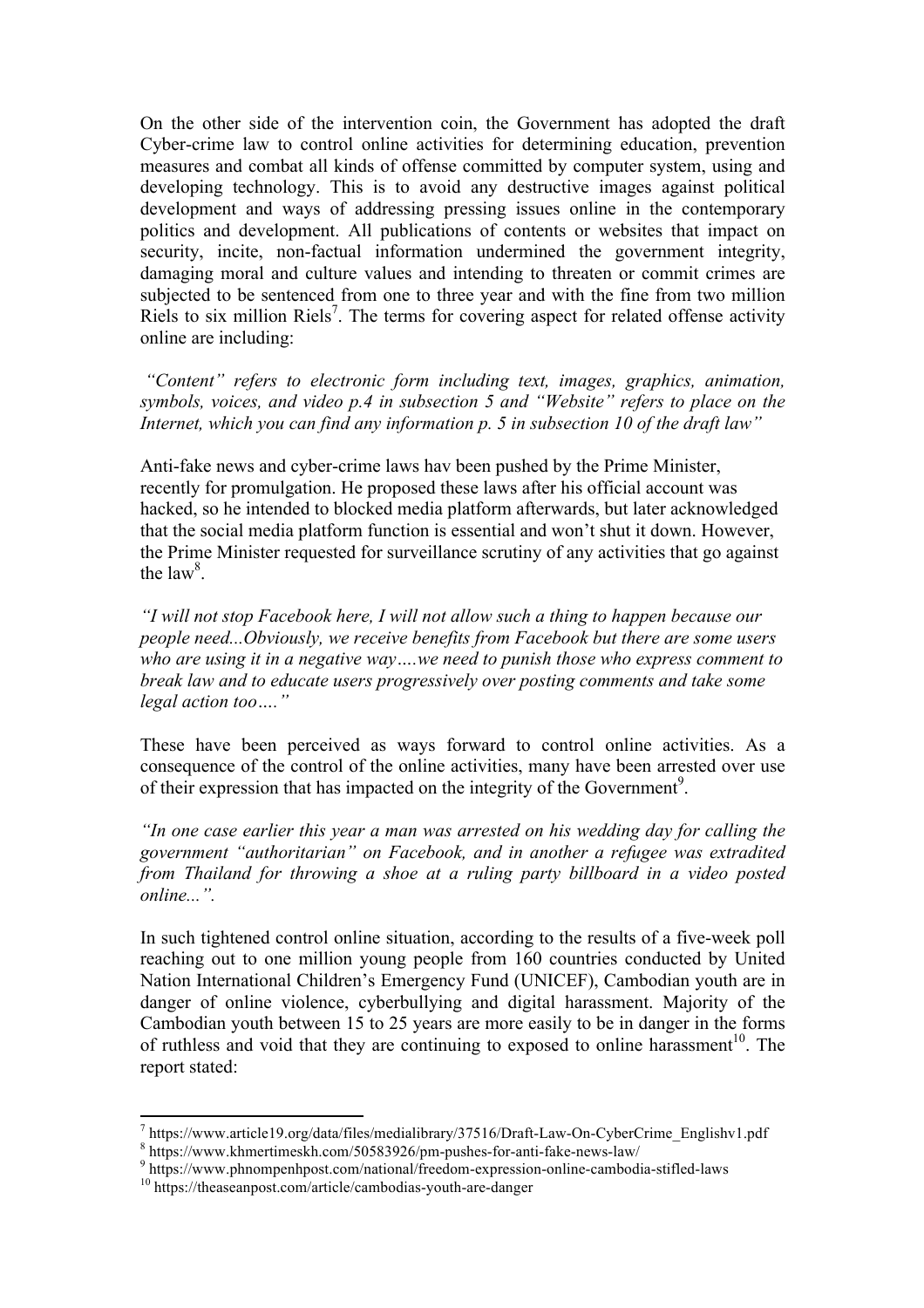On the other side of the intervention coin, the Government has adopted the draft Cyber-crime law to control online activities for determining education, prevention measures and combat all kinds of offense committed by computer system, using and developing technology. This is to avoid any destructive images against political development and ways of addressing pressing issues online in the contemporary politics and development. All publications of contents or websites that impact on security, incite, non-factual information undermined the government integrity, damaging moral and culture values and intending to threaten or commit crimes are subjected to be sentenced from one to three year and with the fine from two million Riels to six million Riels[7]. The terms for covering aspect for related offense activity online are including:

*"Content" refers to electronic form including text, images, graphics, animation, symbols, voices, and video p.4 in subsection 5 and "Website" refers to place on the Internet, which you can find any information p. 5 in subsection 10 of the draft law"*

Anti-fake news and cyber-crime laws hav been pushed by the Prime Minister, recently for promulgation. He proposed these laws after his official account was hacked, so he intended to blocked media platform afterwards, but later acknowledged that the social media platform function is essential and won't shut it down. However, the Prime Minister requested for surveillance scrutiny of any activities that go against the law[8].

*"I will not stop Facebook here, I will not allow such a thing to happen because our people need...Obviously, we receive benefits from Facebook but there are some users who are using it in a negative way….we need to punish those who express comment to break law and to educate users progressively over posting comments and take some legal action too…."*

These have been perceived as ways forward to control online activities. As a consequence of the control of the online activities, many have been arrested over use of their expression that has impacted on the integrity of the Government[9].

*"In one case earlier this year a man was arrested on his wedding day for calling the government "authoritarian" on Facebook, and in another a refugee was extradited from Thailand for throwing a shoe at a ruling party billboard in a video posted online...".*

In such tightened control online situation, according to the results of a five-week poll reaching out to one million young people from 160 countries conducted by United Nation International Children's Emergency Fund (UNICEF), Cambodian youth are in danger of online violence, cyberbullying and digital harassment. Majority of the Cambodian youth between 15 to 25 years are more easily to be in danger in the forms of ruthless and void that they are continuing to exposed to online harassment[10]. The report stated:

---

[7] https://www.article19.org/data/files/medialibrary/37516/Draft-Law-On-CyberCrime_Englishv1.pdf
[8] https://www.khmertimeskh.com/50583926/pm-pushes-for-anti-fake-news-law/
[9] https://www.phnompenhpost.com/national/freedom-expression-online-cambodia-stifled-laws
[10] https://theaseanpost.com/article/cambodias-youth-are-danger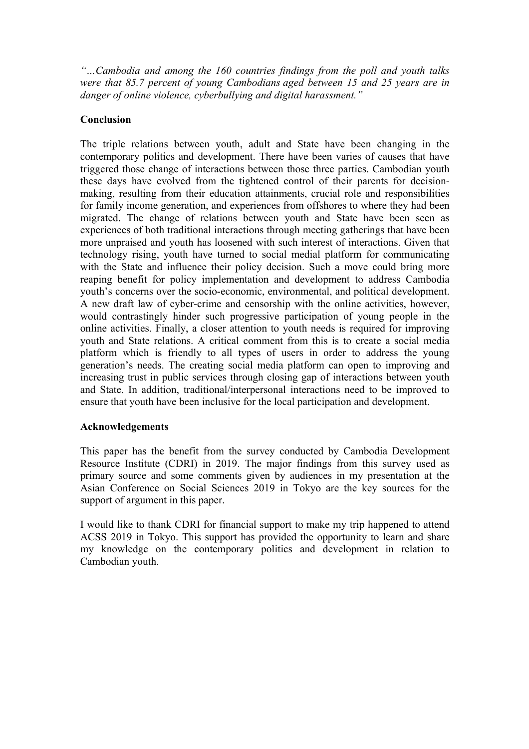*"…Cambodia and among the 160 countries findings from the poll and youth talks were that 85.7 percent of young Cambodians aged between 15 and 25 years are in danger of online violence, cyberbullying and digital harassment."*

**Conclusion**

The triple relations between youth, adult and State have been changing in the contemporary politics and development. There have been varies of causes that have triggered those change of interactions between those three parties. Cambodian youth these days have evolved from the tightened control of their parents for decision-making, resulting from their education attainments, crucial role and responsibilities for family income generation, and experiences from offshores to where they had been migrated. The change of relations between youth and State have been seen as experiences of both traditional interactions through meeting gatherings that have been more unpraised and youth has loosened with such interest of interactions. Given that technology rising, youth have turned to social medial platform for communicating with the State and influence their policy decision. Such a move could bring more reaping benefit for policy implementation and development to address Cambodia youth's concerns over the socio-economic, environmental, and political development. A new draft law of cyber-crime and censorship with the online activities, however, would contrastingly hinder such progressive participation of young people in the online activities. Finally, a closer attention to youth needs is required for improving youth and State relations. A critical comment from this is to create a social media platform which is friendly to all types of users in order to address the young generation's needs. The creating social media platform can open to improving and increasing trust in public services through closing gap of interactions between youth and State. In addition, traditional/interpersonal interactions need to be improved to ensure that youth have been inclusive for the local participation and development.

**Acknowledgements**

This paper has the benefit from the survey conducted by Cambodia Development Resource Institute (CDRI) in 2019. The major findings from this survey used as primary source and some comments given by audiences in my presentation at the Asian Conference on Social Sciences 2019 in Tokyo are the key sources for the support of argument in this paper.

I would like to thank CDRI for financial support to make my trip happened to attend ACSS 2019 in Tokyo. This support has provided the opportunity to learn and share my knowledge on the contemporary politics and development in relation to Cambodian youth.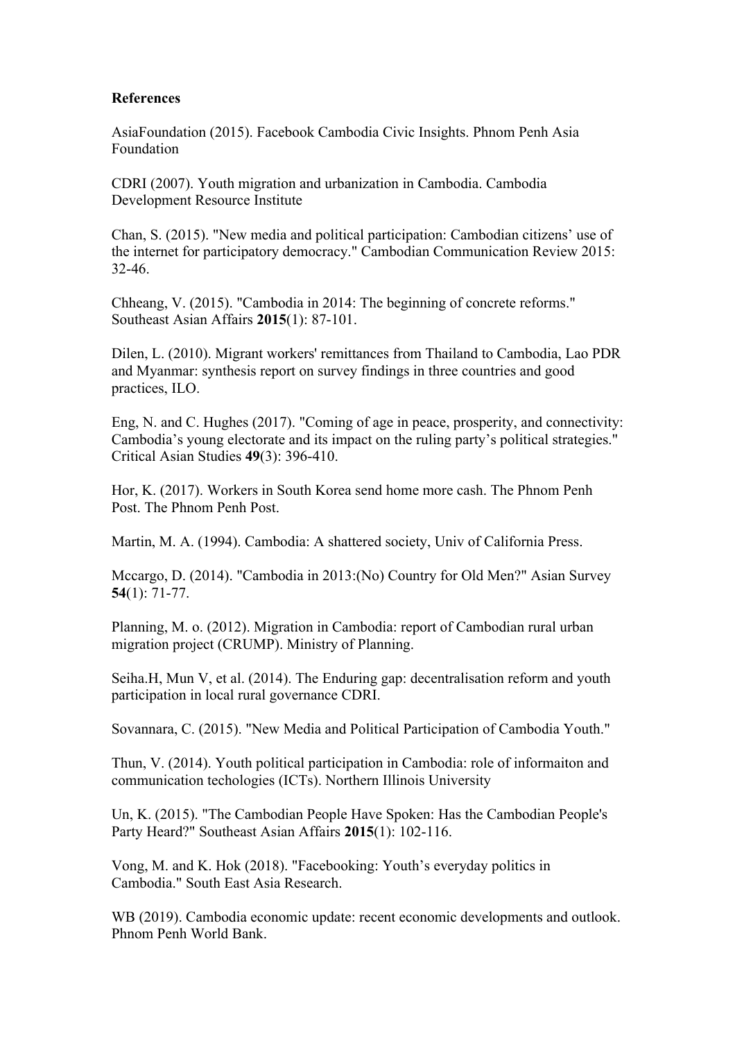**References**

AsiaFoundation (2015). Facebook Cambodia Civic Insights. Phnom Penh Asia Foundation

CDRI (2007). Youth migration and urbanization in Cambodia. Cambodia Development Resource Institute

Chan, S. (2015). "New media and political participation: Cambodian citizens' use of the internet for participatory democracy." Cambodian Communication Review 2015: 32-46.

Chheang, V. (2015). "Cambodia in 2014: The beginning of concrete reforms." Southeast Asian Affairs **2015**(1): 87-101.

Dilen, L. (2010). Migrant workers' remittances from Thailand to Cambodia, Lao PDR and Myanmar: synthesis report on survey findings in three countries and good practices, ILO.

Eng, N. and C. Hughes (2017). "Coming of age in peace, prosperity, and connectivity: Cambodia's young electorate and its impact on the ruling party's political strategies." Critical Asian Studies **49**(3): 396-410.

Hor, K. (2017). Workers in South Korea send home more cash. The Phnom Penh Post. The Phnom Penh Post.

Martin, M. A. (1994). Cambodia: A shattered society, Univ of California Press.

Mccargo, D. (2014). "Cambodia in 2013:(No) Country for Old Men?" Asian Survey **54**(1): 71-77.

Planning, M. o. (2012). Migration in Cambodia: report of Cambodian rural urban migration project (CRUMP). Ministry of Planning.

Seiha.H, Mun V, et al. (2014). The Enduring gap: decentralisation reform and youth participation in local rural governance CDRI.

Sovannara, C. (2015). "New Media and Political Participation of Cambodia Youth."

Thun, V. (2014). Youth political participation in Cambodia: role of informaiton and communication techologies (ICTs). Northern Illinois University

Un, K. (2015). "The Cambodian People Have Spoken: Has the Cambodian People's Party Heard?" Southeast Asian Affairs **2015**(1): 102-116.

Vong, M. and K. Hok (2018). "Facebooking: Youth's everyday politics in Cambodia." South East Asia Research.

WB (2019). Cambodia economic update: recent economic developments and outlook. Phnom Penh World Bank.